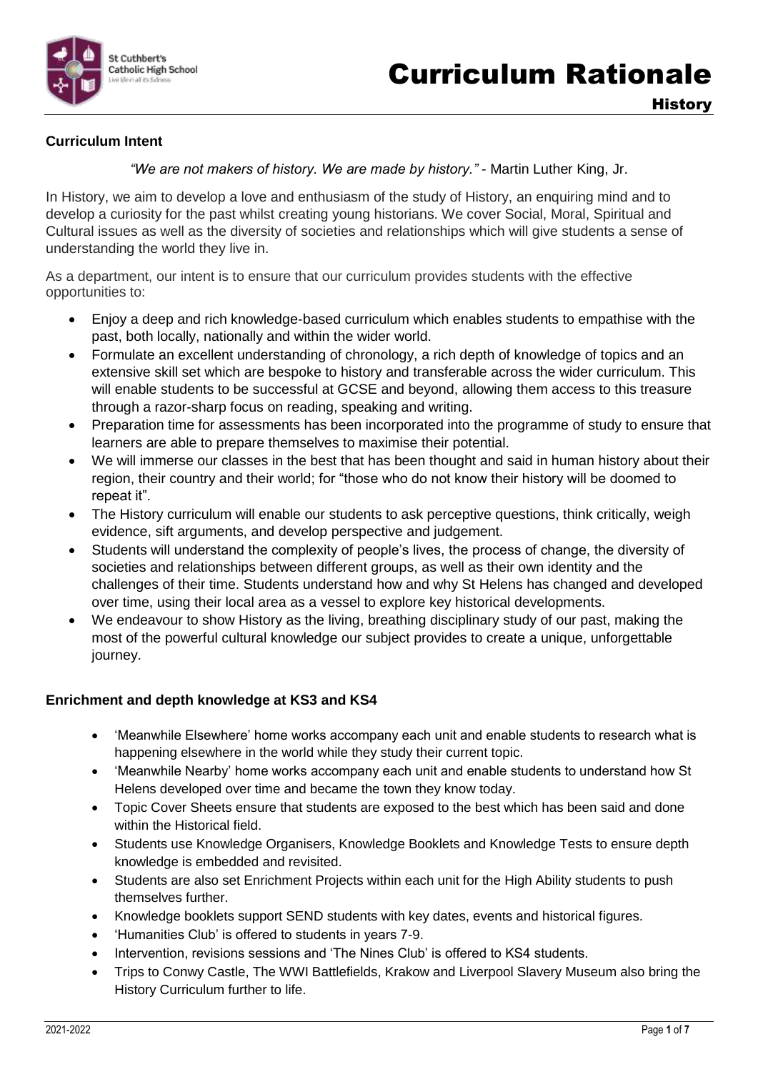# Curriculum Rationale

## History

### Curriculum Intent

*"We are not makers of history. We are made by history."* - Martin Luther King, Jr.

In History, we aim to develop a love and enthusiasm of the study of History, an enquiring mind and to develop a curiosity for the past whilst creating young historians. We cover Social, Moral, Spiritual and Cultural issues as well as the diversity of societies and relationships which will give students a sense of understanding the world they live in.

As a department, our intent is to ensure that our curriculum provides students with the effective opportunities to:

- Enjoy a deep and rich knowledge-based curriculum which enables students to empathise with the past, both locally, nationally and within the wider world.
- Formulate an excellent understanding of chronology, a rich depth of knowledge of topics and an extensive skill set which are bespoke to history and transferable across the wider curriculum. This will enable students to be successful at GCSE and beyond, allowing them access to this treasure through a razor-sharp focus on reading, speaking and writing.
- Preparation time for assessments has been incorporated into the programme of study to ensure that learners are able to prepare themselves to maximise their potential.
- We will immerse our classes in the best that has been thought and said in human history about their region, their country and their world; for "those who do not know their history will be doomed to repeat it".
- The History curriculum will enable our students to ask perceptive questions, think critically, weigh evidence, sift arguments, and develop perspective and judgement.
- Students will understand the complexity of people's lives, the process of change, the diversity of societies and relationships between different groups, as well as their own identity and the challenges of their time. Students understand how and why St Helens has changed and developed over time, using their local area as a vessel to explore key historical developments.
- We endeavour to show History as the living, breathing disciplinary study of our past, making the most of the powerful cultural knowledge our subject provides to create a unique, unforgettable journey.

### Enrichment and depth knowledge at KS3 and KS4

- 'Meanwhile Elsewhere' home works accompany each unit and enable students to research what is happening elsewhere in the world while they study their current topic.
- 'Meanwhile Nearby' home works accompany each unit and enable students to understand how St Helens developed over time and became the town they know today.
- Topic Cover Sheets ensure that students are exposed to the best which has been said and done within the Historical field.
- Students use Knowledge Organisers, Knowledge Booklets and Knowledge Tests to ensure depth knowledge is embedded and revisited.
- Students are also set Enrichment Projects within each unit for the High Ability students to push themselves further.
- Knowledge booklets support SEND students with key dates, events and historical figures.
- 'Humanities Club' is offered to students in years 7-9.
- Intervention, revisions sessions and 'The Nines Club' is offered to KS4 students.
- Trips to Conwy Castle, The WWI Battlefields, Krakow and Liverpool Slavery Museum also bring the History Curriculum further to life.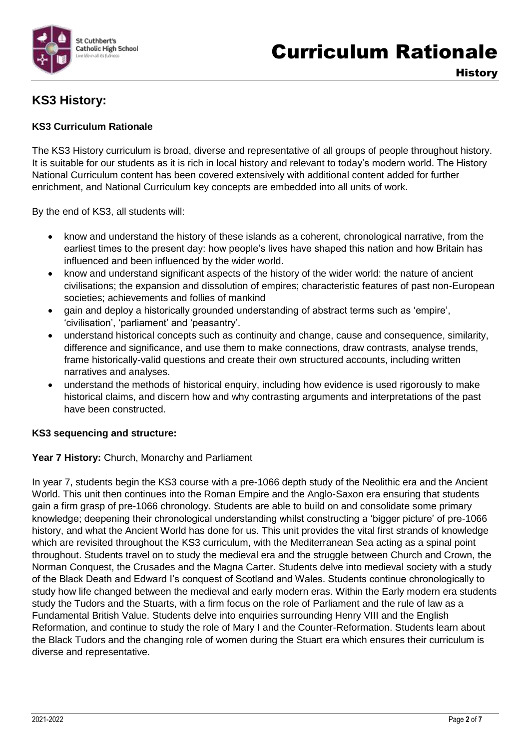## KS3 History:

### KS3 Curriculum Rationale

The KS3 History curriculum is broad, diverse and representative of all groups of people throughout history. It is suitable for our students as it is rich in local history and relevant to today's modern world. The History National Curriculum content has been covered extensively with additional content added for further enrichment, and National Curriculum key concepts are embedded into all units of work.

By the end of KS3, all students will:

- know and understand the history of these islands as a coherent, chronological narrative, from the earliest times to the present day: how people's lives have shaped this nation and how Britain has influenced and been influenced by the wider world.
- know and understand significant aspects of the history of the wider world: the nature of ancient civilisations; the expansion and dissolution of empires; characteristic features of past non-European societies; achievements and follies of mankind
- gain and deploy a historically grounded understanding of abstract terms such as 'empire', 'civilisation', 'parliament' and 'peasantry'.
- understand historical concepts such as continuity and change, cause and consequence, similarity, difference and significance, and use them to make connections, draw contrasts, analyse trends, frame historically-valid questions and create their own structured accounts, including written narratives and analyses.
- understand the methods of historical enquiry, including how evidence is used rigorously to make historical claims, and discern how and why contrasting arguments and interpretations of the past have been constructed.

### KS3 sequencing and structure:

**Year 7 History:** Church, Monarchy and Parliament

In year 7, students begin the KS3 course with a pre-1066 depth study of the Neolithic era and the Ancient World. This unit then continues into the Roman Empire and the Anglo-Saxon era ensuring that students gain a firm grasp of pre-1066 chronology. Students are able to build on and consolidate some primary knowledge; deepening their chronological understanding whilst constructing a 'bigger picture' of pre-1066 history, and what the Ancient World has done for us. This unit provides the vital first strands of knowledge which are revisited throughout the KS3 curriculum, with the Mediterranean Sea acting as a spinal point throughout. Students travel on to study the medieval era and the struggle between Church and Crown, the Norman Conquest, the Crusades and the Magna Carter. Students delve into medieval society with a study of the Black Death and Edward I's conquest of Scotland and Wales. Students continue chronologically to study how life changed between the medieval and early modern eras. Within the Early modern era students study the Tudors and the Stuarts, with a firm focus on the role of Parliament and the rule of law as a Fundamental British Value. Students delve into enquiries surrounding Henry VIII and the English Reformation, and continue to study the role of Mary I and the Counter-Reformation. Students learn about the Black Tudors and the changing role of women during the Stuart era which ensures their curriculum is diverse and representative.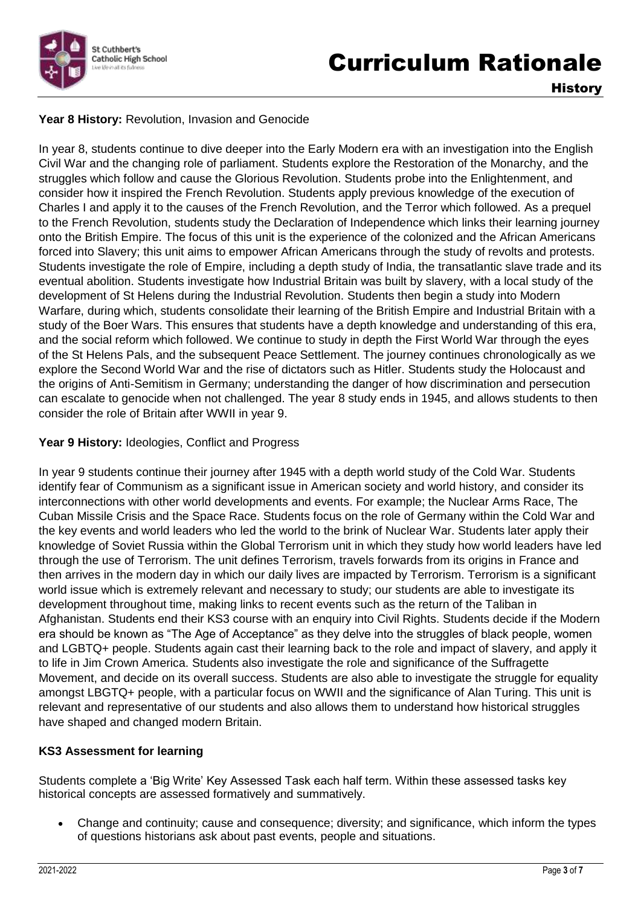**Year 8 History:** Revolution, Invasion and Genocide

In year 8, students continue to dive deeper into the Early Modern era with an investigation into the English Civil War and the changing role of parliament. Students explore the Restoration of the Monarchy, and the struggles which follow and cause the Glorious Revolution. Students probe into the Enlightenment, and consider how it inspired the French Revolution. Students apply previous knowledge of the execution of Charles I and apply it to the causes of the French Revolution, and the Terror which followed. As a prequel to the French Revolution, students study the Declaration of Independence which links their learning journey onto the British Empire. The focus of this unit is the experience of the colonized and the African Americans forced into Slavery; this unit aims to empower African Americans through the study of revolts and protests. Students investigate the role of Empire, including a depth study of India, the transatlantic slave trade and its eventual abolition. Students investigate how Industrial Britain was built by slavery, with a local study of the development of St Helens during the Industrial Revolution. Students then begin a study into Modern Warfare, during which, students consolidate their learning of the British Empire and Industrial Britain with a study of the Boer Wars. This ensures that students have a depth knowledge and understanding of this era, and the social reform which followed. We continue to study in depth the First World War through the eyes of the St Helens Pals, and the subsequent Peace Settlement. The journey continues chronologically as we explore the Second World War and the rise of dictators such as Hitler. Students study the Holocaust and the origins of Anti-Semitism in Germany; understanding the danger of how discrimination and persecution can escalate to genocide when not challenged. The year 8 study ends in 1945, and allows students to then consider the role of Britain after WWII in year 9.

**Year 9 History:** Ideologies, Conflict and Progress

In year 9 students continue their journey after 1945 with a depth world study of the Cold War. Students identify fear of Communism as a significant issue in American society and world history, and consider its interconnections with other world developments and events. For example; the Nuclear Arms Race, The Cuban Missile Crisis and the Space Race. Students focus on the role of Germany within the Cold War and the key events and world leaders who led the world to the brink of Nuclear War. Students later apply their knowledge of Soviet Russia within the Global Terrorism unit in which they study how world leaders have led through the use of Terrorism. The unit defines Terrorism, travels forwards from its origins in France and then arrives in the modern day in which our daily lives are impacted by Terrorism. Terrorism is a significant world issue which is extremely relevant and necessary to study; our students are able to investigate its development throughout time, making links to recent events such as the return of the Taliban in Afghanistan. Students end their KS3 course with an enquiry into Civil Rights. Students decide if the Modern era should be known as "The Age of Acceptance" as they delve into the struggles of black people, women and LGBTQ+ people. Students again cast their learning back to the role and impact of slavery, and apply it to life in Jim Crown America. Students also investigate the role and significance of the Suffragette Movement, and decide on its overall success. Students are also able to investigate the struggle for equality amongst LBGTQ+ people, with a particular focus on WWII and the significance of Alan Turing. This unit is relevant and representative of our students and also allows them to understand how historical struggles have shaped and changed modern Britain.

**KS3 Assessment for learning**

Students complete a 'Big Write' Key Assessed Task each half term. Within these assessed tasks key historical concepts are assessed formatively and summatively.

- Change and continuity; cause and consequence; diversity; and significance, which inform the types of questions historians ask about past events, people and situations.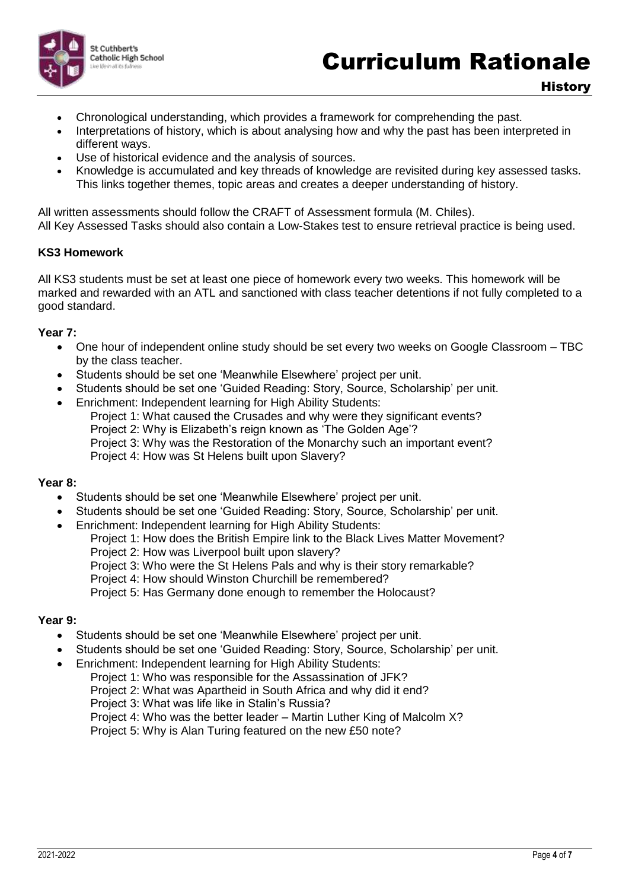- Chronological understanding, which provides a framework for comprehending the past.
- Interpretations of history, which is about analysing how and why the past has been interpreted in different ways.
- Use of historical evidence and the analysis of sources.
- Knowledge is accumulated and key threads of knowledge are revisited during key assessed tasks. This links together themes, topic areas and creates a deeper understanding of history.

All written assessments should follow the CRAFT of Assessment formula (M. Chiles).
All Key Assessed Tasks should also contain a Low-Stakes test to ensure retrieval practice is being used.

**KS3 Homework**

All KS3 students must be set at least one piece of homework every two weeks. This homework will be marked and rewarded with an ATL and sanctioned with class teacher detentions if not fully completed to a good standard.

**Year 7:**

- One hour of independent online study should be set every two weeks on Google Classroom – TBC by the class teacher.
- Students should be set one 'Meanwhile Elsewhere' project per unit.
- Students should be set one 'Guided Reading: Story, Source, Scholarship' per unit.
- Enrichment: Independent learning for High Ability Students:
  - Project 1: What caused the Crusades and why were they significant events?
  - Project 2: Why is Elizabeth's reign known as 'The Golden Age'?
  - Project 3: Why was the Restoration of the Monarchy such an important event?
  - Project 4: How was St Helens built upon Slavery?

**Year 8:**

- Students should be set one 'Meanwhile Elsewhere' project per unit.
- Students should be set one 'Guided Reading: Story, Source, Scholarship' per unit.
- Enrichment: Independent learning for High Ability Students:
  - Project 1: How does the British Empire link to the Black Lives Matter Movement?
  - Project 2: How was Liverpool built upon slavery?
  - Project 3: Who were the St Helens Pals and why is their story remarkable?
  - Project 4: How should Winston Churchill be remembered?
  - Project 5: Has Germany done enough to remember the Holocaust?

**Year 9:**

- Students should be set one 'Meanwhile Elsewhere' project per unit.
- Students should be set one 'Guided Reading: Story, Source, Scholarship' per unit.
- Enrichment: Independent learning for High Ability Students:
  - Project 1: Who was responsible for the Assassination of JFK?
  - Project 2: What was Apartheid in South Africa and why did it end?
  - Project 3: What was life like in Stalin's Russia?
  - Project 4: Who was the better leader – Martin Luther King of Malcolm X?
  - Project 5: Why is Alan Turing featured on the new £50 note?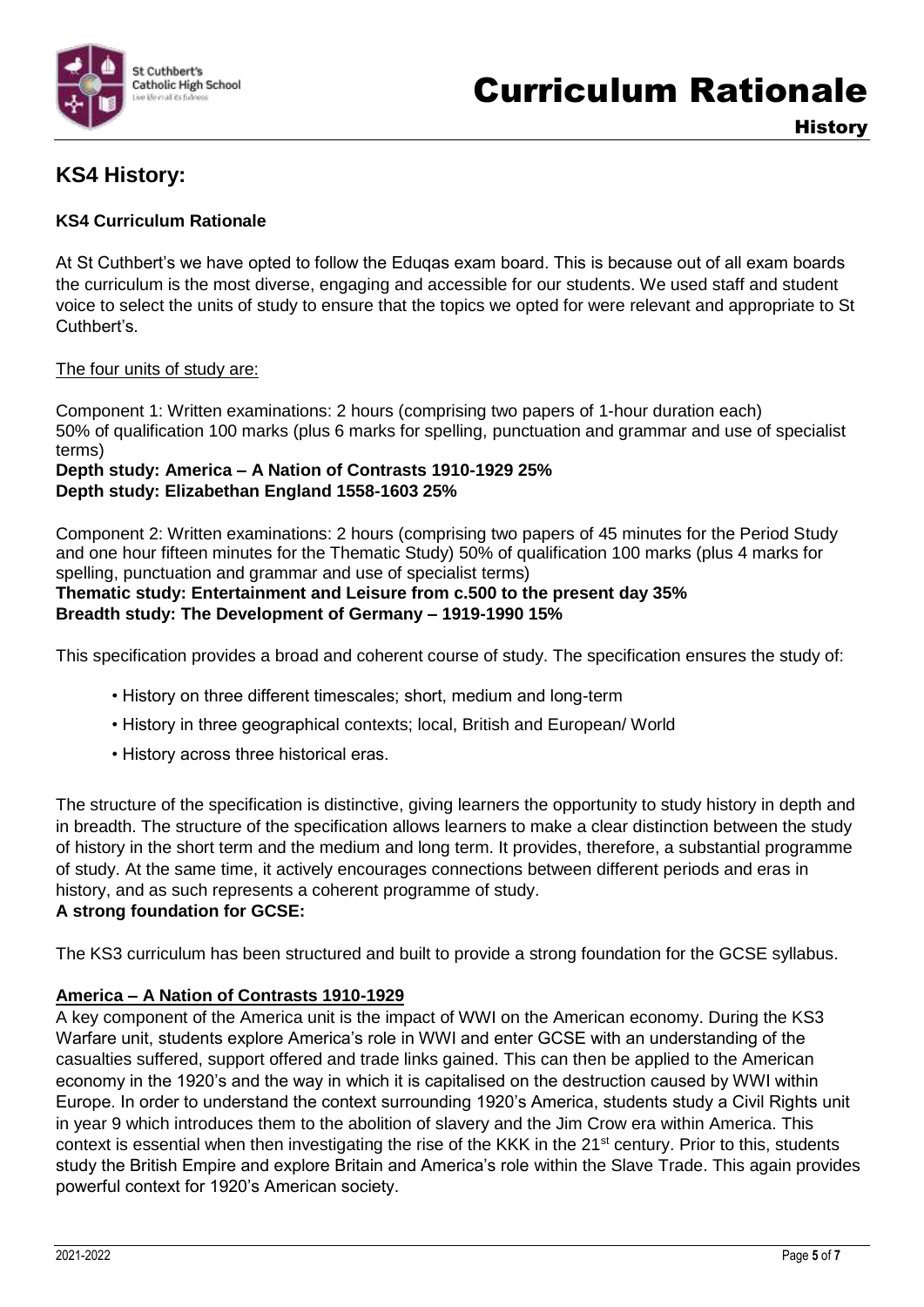## KS4 History:

**KS4 Curriculum Rationale**

At St Cuthbert's we have opted to follow the Eduqas exam board. This is because out of all exam boards the curriculum is the most diverse, engaging and accessible for our students. We used staff and student voice to select the units of study to ensure that the topics we opted for were relevant and appropriate to St Cuthbert's.

The four units of study are:

Component 1: Written examinations: 2 hours (comprising two papers of 1-hour duration each) 50% of qualification 100 marks (plus 6 marks for spelling, punctuation and grammar and use of specialist terms)
**Depth study: America – A Nation of Contrasts 1910-1929 25%**
**Depth study: Elizabethan England 1558-1603 25%**

Component 2: Written examinations: 2 hours (comprising two papers of 45 minutes for the Period Study and one hour fifteen minutes for the Thematic Study) 50% of qualification 100 marks (plus 4 marks for spelling, punctuation and grammar and use of specialist terms)
**Thematic study: Entertainment and Leisure from c.500 to the present day 35%**
**Breadth study: The Development of Germany – 1919-1990 15%**

This specification provides a broad and coherent course of study. The specification ensures the study of:

- History on three different timescales; short, medium and long-term
- History in three geographical contexts; local, British and European/ World
- History across three historical eras.

The structure of the specification is distinctive, giving learners the opportunity to study history in depth and in breadth. The structure of the specification allows learners to make a clear distinction between the study of history in the short term and the medium and long term. It provides, therefore, a substantial programme of study. At the same time, it actively encourages connections between different periods and eras in history, and as such represents a coherent programme of study.

**A strong foundation for GCSE:**

The KS3 curriculum has been structured and built to provide a strong foundation for the GCSE syllabus.

**America – A Nation of Contrasts 1910-1929**

A key component of the America unit is the impact of WWI on the American economy. During the KS3 Warfare unit, students explore America's role in WWI and enter GCSE with an understanding of the casualties suffered, support offered and trade links gained. This can then be applied to the American economy in the 1920's and the way in which it is capitalised on the destruction caused by WWI within Europe. In order to understand the context surrounding 1920's America, students study a Civil Rights unit in year 9 which introduces them to the abolition of slavery and the Jim Crow era within America. This context is essential when then investigating the rise of the KKK in the 21st century. Prior to this, students study the British Empire and explore Britain and America's role within the Slave Trade. This again provides powerful context for 1920's American society.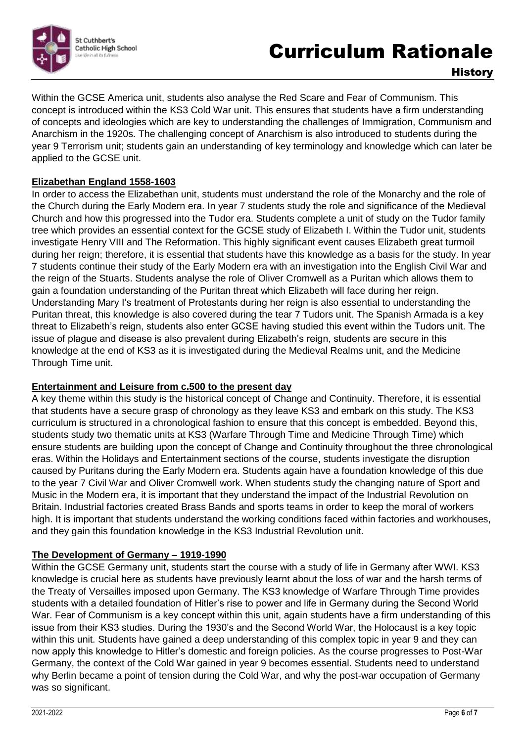Within the GCSE America unit, students also analyse the Red Scare and Fear of Communism. This concept is introduced within the KS3 Cold War unit. This ensures that students have a firm understanding of concepts and ideologies which are key to understanding the challenges of Immigration, Communism and Anarchism in the 1920s. The challenging concept of Anarchism is also introduced to students during the year 9 Terrorism unit; students gain an understanding of key terminology and knowledge which can later be applied to the GCSE unit.

**Elizabethan England 1558-1603**

In order to access the Elizabethan unit, students must understand the role of the Monarchy and the role of the Church during the Early Modern era. In year 7 students study the role and significance of the Medieval Church and how this progressed into the Tudor era. Students complete a unit of study on the Tudor family tree which provides an essential context for the GCSE study of Elizabeth I. Within the Tudor unit, students investigate Henry VIII and The Reformation. This highly significant event causes Elizabeth great turmoil during her reign; therefore, it is essential that students have this knowledge as a basis for the study. In year 7 students continue their study of the Early Modern era with an investigation into the English Civil War and the reign of the Stuarts. Students analyse the role of Oliver Cromwell as a Puritan which allows them to gain a foundation understanding of the Puritan threat which Elizabeth will face during her reign. Understanding Mary I's treatment of Protestants during her reign is also essential to understanding the Puritan threat, this knowledge is also covered during the tear 7 Tudors unit. The Spanish Armada is a key threat to Elizabeth's reign, students also enter GCSE having studied this event within the Tudors unit. The issue of plague and disease is also prevalent during Elizabeth's reign, students are secure in this knowledge at the end of KS3 as it is investigated during the Medieval Realms unit, and the Medicine Through Time unit.

**Entertainment and Leisure from c.500 to the present day**

A key theme within this study is the historical concept of Change and Continuity. Therefore, it is essential that students have a secure grasp of chronology as they leave KS3 and embark on this study. The KS3 curriculum is structured in a chronological fashion to ensure that this concept is embedded. Beyond this, students study two thematic units at KS3 (Warfare Through Time and Medicine Through Time) which ensure students are building upon the concept of Change and Continuity throughout the three chronological eras. Within the Holidays and Entertainment sections of the course, students investigate the disruption caused by Puritans during the Early Modern era. Students again have a foundation knowledge of this due to the year 7 Civil War and Oliver Cromwell work. When students study the changing nature of Sport and Music in the Modern era, it is important that they understand the impact of the Industrial Revolution on Britain. Industrial factories created Brass Bands and sports teams in order to keep the moral of workers high. It is important that students understand the working conditions faced within factories and workhouses, and they gain this foundation knowledge in the KS3 Industrial Revolution unit.

**The Development of Germany – 1919-1990**

Within the GCSE Germany unit, students start the course with a study of life in Germany after WWI. KS3 knowledge is crucial here as students have previously learnt about the loss of war and the harsh terms of the Treaty of Versailles imposed upon Germany. The KS3 knowledge of Warfare Through Time provides students with a detailed foundation of Hitler's rise to power and life in Germany during the Second World War. Fear of Communism is a key concept within this unit, again students have a firm understanding of this issue from their KS3 studies. During the 1930's and the Second World War, the Holocaust is a key topic within this unit. Students have gained a deep understanding of this complex topic in year 9 and they can now apply this knowledge to Hitler's domestic and foreign policies. As the course progresses to Post-War Germany, the context of the Cold War gained in year 9 becomes essential. Students need to understand why Berlin became a point of tension during the Cold War, and why the post-war occupation of Germany was so significant.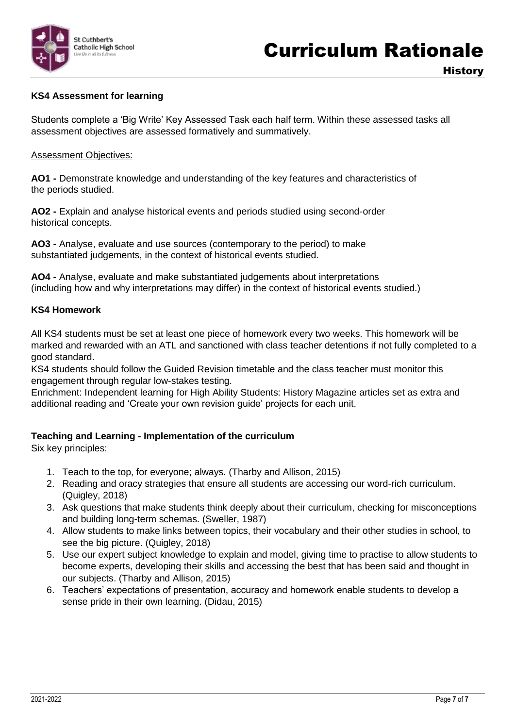### KS4 Assessment for learning

Students complete a 'Big Write' Key Assessed Task each half term. Within these assessed tasks all assessment objectives are assessed formatively and summatively.

Assessment Objectives:

**AO1 -** Demonstrate knowledge and understanding of the key features and characteristics of the periods studied.

**AO2 -** Explain and analyse historical events and periods studied using second-order historical concepts.

**AO3 -** Analyse, evaluate and use sources (contemporary to the period) to make substantiated judgements, in the context of historical events studied.

**AO4 -** Analyse, evaluate and make substantiated judgements about interpretations (including how and why interpretations may differ) in the context of historical events studied.)

### KS4 Homework

All KS4 students must be set at least one piece of homework every two weeks. This homework will be marked and rewarded with an ATL and sanctioned with class teacher detentions if not fully completed to a good standard.
KS4 students should follow the Guided Revision timetable and the class teacher must monitor this engagement through regular low-stakes testing.
Enrichment: Independent learning for High Ability Students: History Magazine articles set as extra and additional reading and 'Create your own revision guide' projects for each unit.

### Teaching and Learning - Implementation of the curriculum

Six key principles:

1. Teach to the top, for everyone; always. (Tharby and Allison, 2015)
2. Reading and oracy strategies that ensure all students are accessing our word-rich curriculum. (Quigley, 2018)
3. Ask questions that make students think deeply about their curriculum, checking for misconceptions and building long-term schemas. (Sweller, 1987)
4. Allow students to make links between topics, their vocabulary and their other studies in school, to see the big picture. (Quigley, 2018)
5. Use our expert subject knowledge to explain and model, giving time to practise to allow students to become experts, developing their skills and accessing the best that has been said and thought in our subjects. (Tharby and Allison, 2015)
6. Teachers' expectations of presentation, accuracy and homework enable students to develop a sense pride in their own learning. (Didau, 2015)